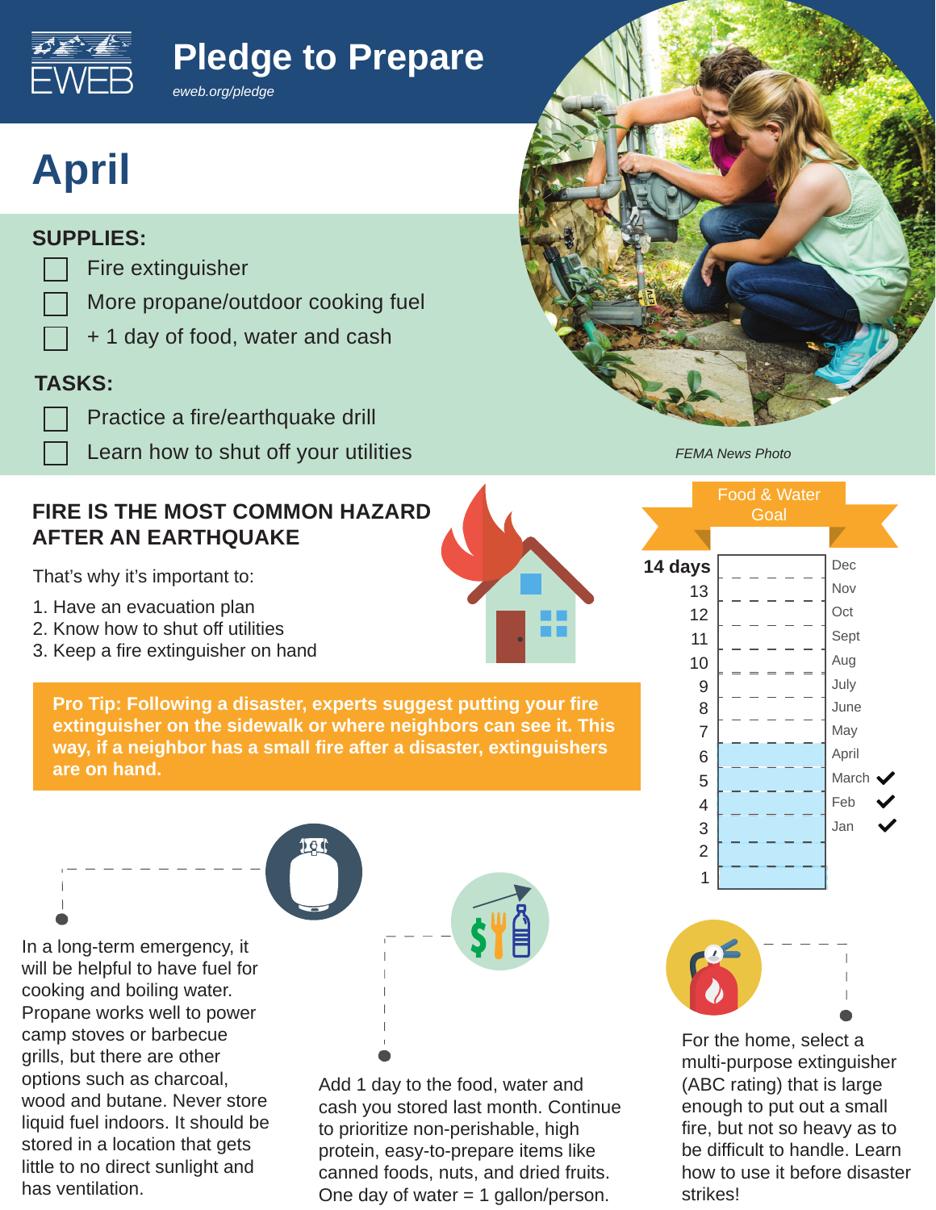# Pledge to Prepare

*eweb.org/pledge*

## April

**SUPPLIES:**

- [ ] Fire extinguisher
- [ ] More propane/outdoor cooking fuel
- [ ] + 1 day of food, water and cash

**TASKS:**

- [ ] Practice a fire/earthquake drill
- [ ] Learn how to shut off your utilities

*FEMA News Photo*

### FIRE IS THE MOST COMMON HAZARD AFTER AN EARTHQUAKE

That's why it's important to:

1. Have an evacuation plan
2. Know how to shut off utilities
3. Keep a fire extinguisher on hand

**Pro Tip: Following a disaster, experts suggest putting your fire extinguisher on the sidewalk or where neighbors can see it. This way, if a neighbor has a small fire after a disaster, extinguishers are on hand.**

**Food & Water Goal**

| Days | Month | Done |
|---|---|---|
| 14 days | Dec | |
| 13 | Nov | |
| 12 | Oct | |
| 11 | Sept | |
| 10 | Aug | |
| 9 | July | |
| 8 | June | |
| 7 | May | |
| 6 | April | |
| 5 | March | ✓ |
| 4 | Feb | ✓ |
| 3 | Jan | ✓ |
| 2 | | |
| 1 | | |

In a long-term emergency, it will be helpful to have fuel for cooking and boiling water. Propane works well to power camp stoves or barbecue grills, but there are other options such as charcoal, wood and butane. Never store liquid fuel indoors. It should be stored in a location that gets little to no direct sunlight and has ventilation.

Add 1 day to the food, water and cash you stored last month. Continue to prioritize non-perishable, high protein, easy-to-prepare items like canned foods, nuts, and dried fruits. One day of water = 1 gallon/person.

For the home, select a multi-purpose extinguisher (ABC rating) that is large enough to put out a small fire, but not so heavy as to be difficult to handle. Learn how to use it before disaster strikes!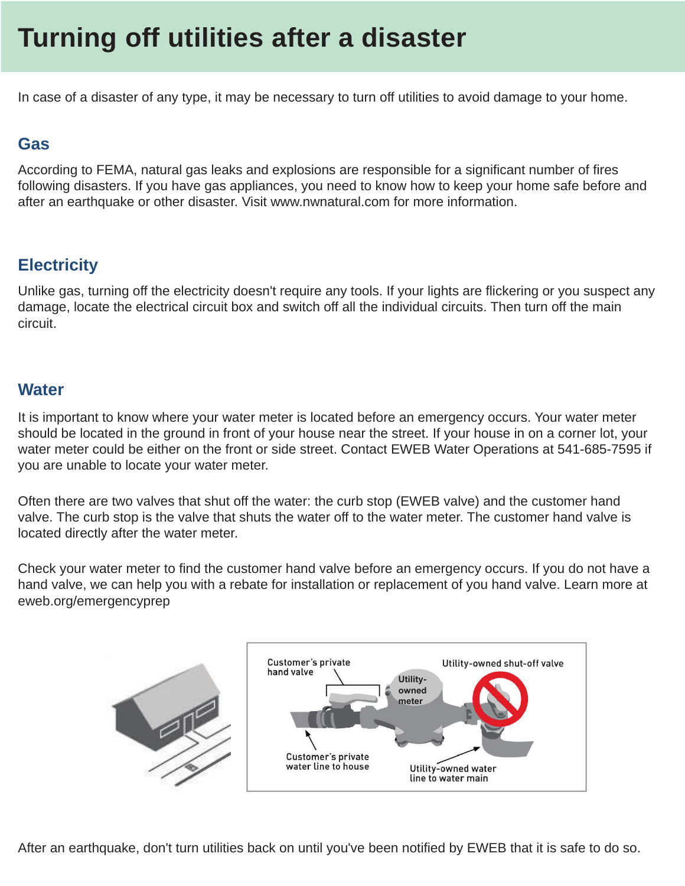# Turning off utilities after a disaster

In case of a disaster of any type, it may be necessary to turn off utilities to avoid damage to your home.

## Gas

According to FEMA, natural gas leaks and explosions are responsible for a significant number of fires following disasters. If you have gas appliances, you need to know how to keep your home safe before and after an earthquake or other disaster. Visit www.nwnatural.com for more information.

## Electricity

Unlike gas, turning off the electricity doesn't require any tools. If your lights are flickering or you suspect any damage, locate the electrical circuit box and switch off all the individual circuits. Then turn off the main circuit.

## Water

It is important to know where your water meter is located before an emergency occurs. Your water meter should be located in the ground in front of your house near the street. If your house in on a corner lot, your water meter could be either on the front or side street. Contact EWEB Water Operations at 541-685-7595 if you are unable to locate your water meter.

Often there are two valves that shut off the water: the curb stop (EWEB valve) and the customer hand valve. The curb stop is the valve that shuts the water off to the water meter. The customer hand valve is located directly after the water meter.

Check your water meter to find the customer hand valve before an emergency occurs. If you do not have a hand valve, we can help you with a rebate for installation or replacement of you hand valve. Learn more at eweb.org/emergencyprep

Customer's private hand valve

Utility-owned meter

Utility-owned shut-off valve

Customer's private water line to house

Utility-owned water line to water main

After an earthquake, don't turn utilities back on until you've been notified by EWEB that it is safe to do so.